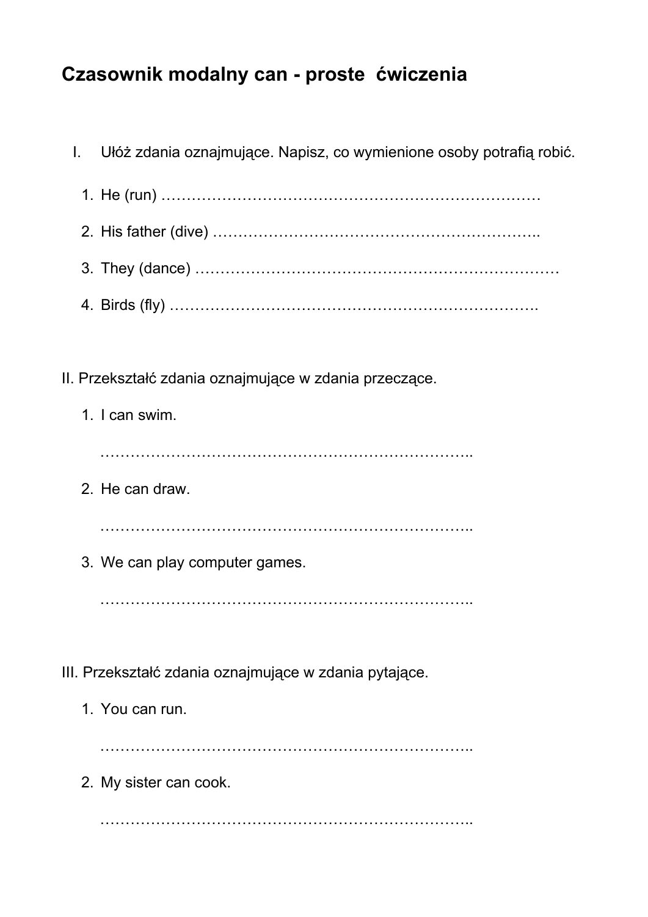# Czasownik modalny can - proste ćwiczenia

I. Ułóż zdania oznajmujące. Napisz, co wymienione osoby potrafią robić.

1. He (run) …………………………………………………………………
2. His father (dive) ……………………………………………………..
3. They (dance) ………………………………………………………………
4. Birds (fly) ……………………………………………………………….

II. Przekształć zdania oznajmujące w zdania przeczące.

1. I can swim.

   ………………………………………………………………..

2. He can draw.

   ………………………………………………………………..

3. We can play computer games.

   ………………………………………………………………..

III. Przekształć zdania oznajmujące w zdania pytające.

1. You can run.

   ………………………………………………………………..

2. My sister can cook.

   ………………………………………………………………..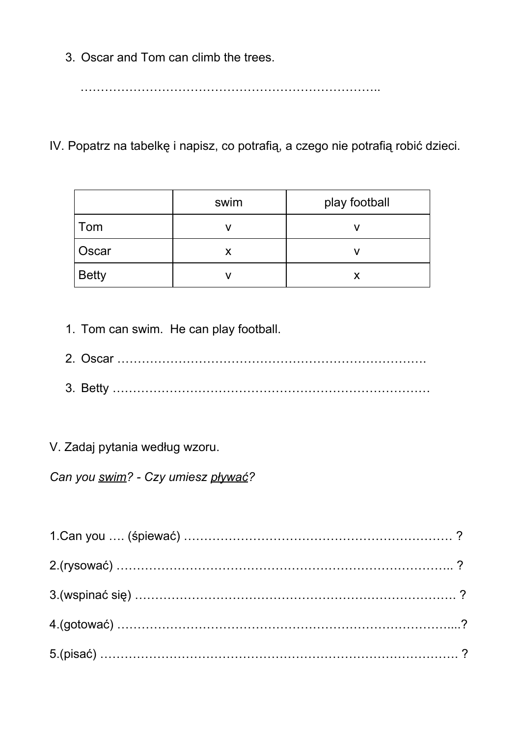3. Oscar and Tom can climb the trees.

   ………………………………………………………………..

IV. Popatrz na tabelkę i napisz, co potrafią, a czego nie potrafią robić dzieci.

| | swim | play football |
|---|---|---|
| Tom | v | v |
| Oscar | x | v |
| Betty | v | x |

1. Tom can swim.  He can play football.
2. Oscar ………………………………………………………………….
3. Betty …………………………………………………………………

V. Zadaj pytania według wzoru.

*Can you <u>swim</u>? - Czy umiesz <u>pływać</u>?*

1.Can you …. (śpiewać) ………………………………………………………… ?

2.(rysować) ……………………………………………………………………….. ?

3.(wspinać się) …………………………………………………………………… ?

4.(gotować) ……………………………………………………………………....?

5.(pisać) ………………………………………………………………………… ?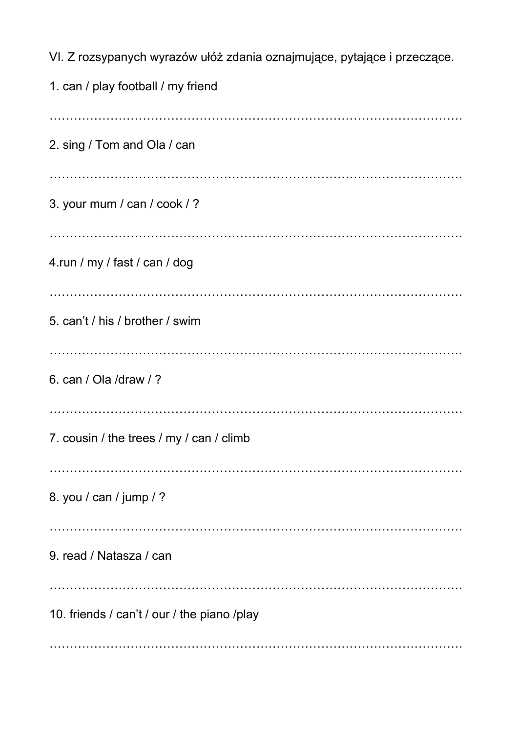VI. Z rozsypanych wyrazów ułóż zdania oznajmujące, pytające i przeczące.

1. can / play football / my friend

…………………………………………………………………………………………

2. sing / Tom and Ola / can

…………………………………………………………………………………………

3. your mum / can / cook / ?

…………………………………………………………………………………………

4.run / my / fast / can / dog

…………………………………………………………………………………………

5. can't / his / brother / swim

…………………………………………………………………………………………

6. can / Ola /draw / ?

…………………………………………………………………………………………

7. cousin / the trees / my / can / climb

…………………………………………………………………………………………

8. you / can / jump / ?

…………………………………………………………………………………………

9. read / Natasza / can

…………………………………………………………………………………………

10. friends / can't / our / the piano /play

…………………………………………………………………………………………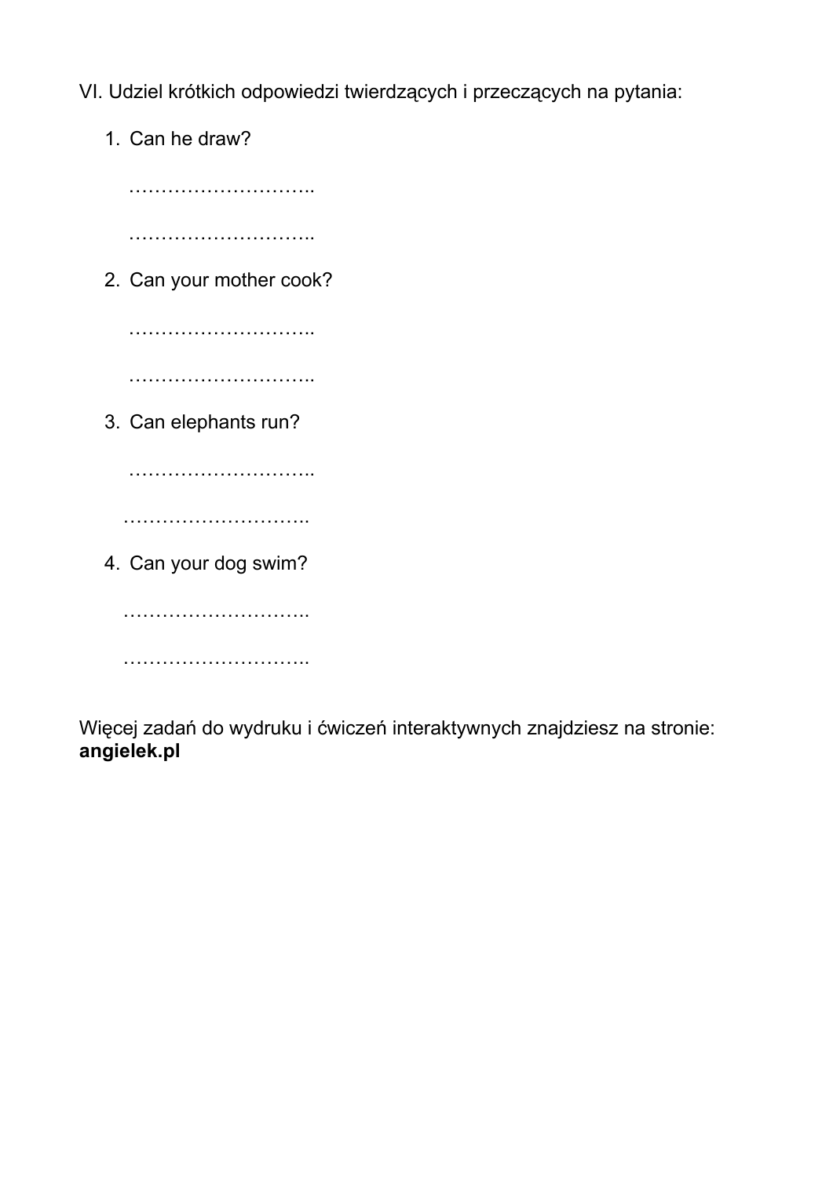VI. Udziel krótkich odpowiedzi twierdzących i przeczących na pytania:

1. Can he draw?

   ………………………..

   ………………………..

2. Can your mother cook?

   ………………………..

   ………………………..

3. Can elephants run?

   ………………………..

   ………………………..

4. Can your dog swim?

   ………………………..

   ………………………..

Więcej zadań do wydruku i ćwiczeń interaktywnych znajdziesz na stronie: **angielek.pl**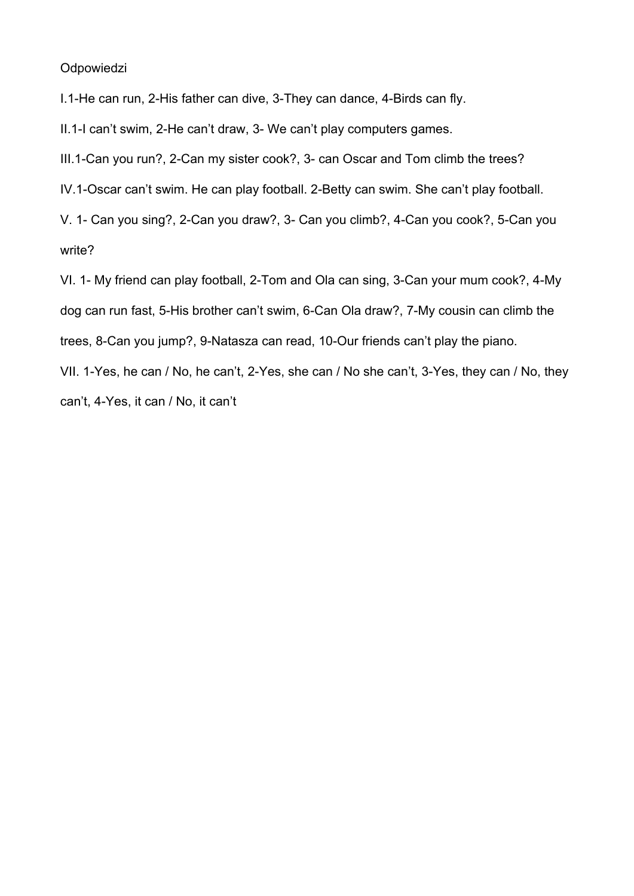Odpowiedzi

I.1-He can run, 2-His father can dive, 3-They can dance, 4-Birds can fly.

II.1-I can't swim, 2-He can't draw, 3- We can't play computers games.

III.1-Can you run?, 2-Can my sister cook?, 3- can Oscar and Tom climb the trees?

IV.1-Oscar can't swim. He can play football. 2-Betty can swim. She can't play football.

V. 1- Can you sing?, 2-Can you draw?, 3- Can you climb?, 4-Can you cook?, 5-Can you write?

VI. 1- My friend can play football, 2-Tom and Ola can sing, 3-Can your mum cook?, 4-My dog can run fast, 5-His brother can't swim, 6-Can Ola draw?, 7-My cousin can climb the trees, 8-Can you jump?, 9-Natasza can read, 10-Our friends can't play the piano.

VII. 1-Yes, he can / No, he can't, 2-Yes, she can / No she can't, 3-Yes, they can / No, they can't, 4-Yes, it can / No, it can't